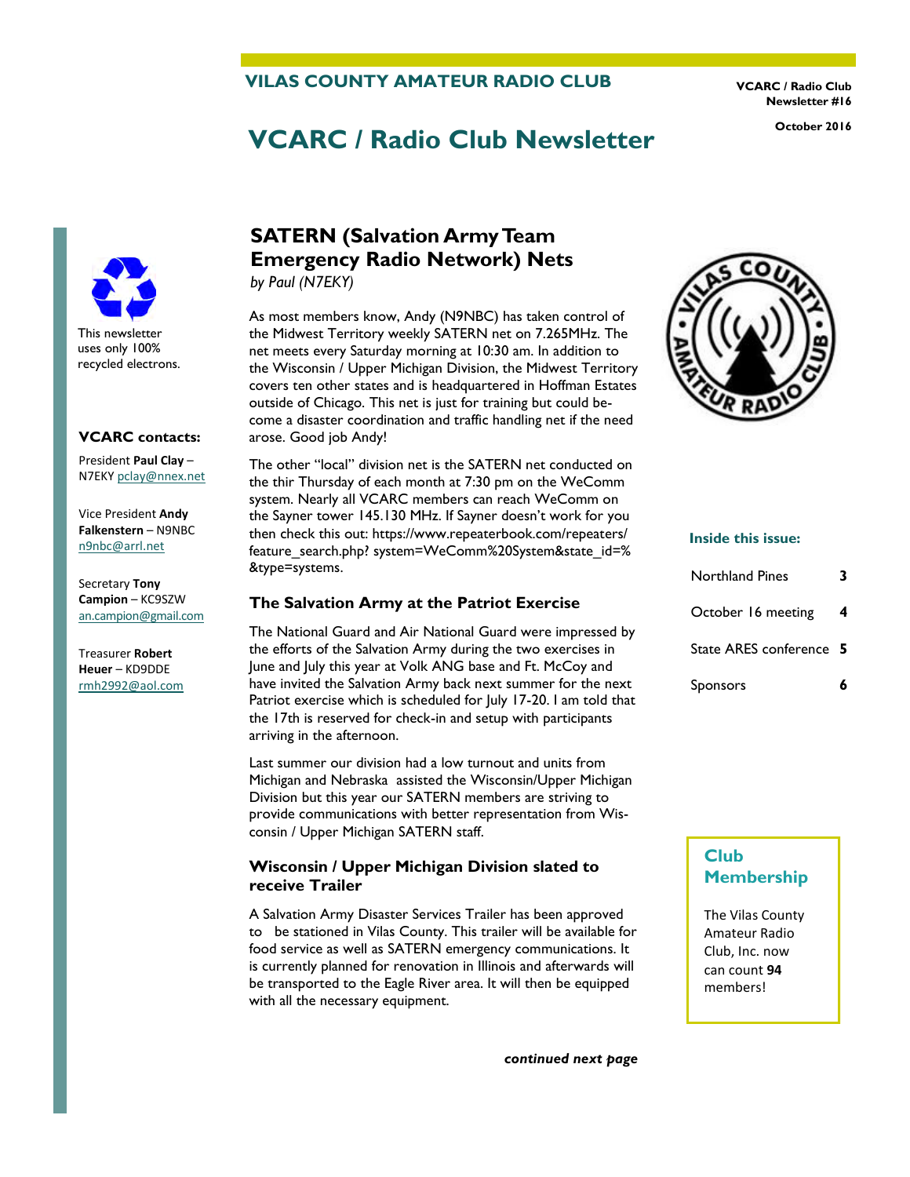# VILAS COUNTY AMATEUR RADIO CLUB

VCARC / Radio Club Newsletter #16

October 2016

# VCARC / Radio Club Newsletter

This newsletter uses only 100% recycled electrons.

**VCARC contacts:**

President **Paul Clay** – N7EKY pclay@nnex.net

Vice President **Andy Falkenstern** – N9NBC n9nbc@arrl.net

Secretary **Tony Campion** – KC9SZW an.campion@gmail.com

Treasurer **Robert Heuer** – KD9DDE rmh2992@aol.com

## SATERN (Salvation Army Team Emergency Radio Network) Nets

*by Paul (N7EKY)*

As most members know, Andy (N9NBC) has taken control of the Midwest Territory weekly SATERN net on 7.265MHz. The net meets every Saturday morning at 10:30 am. In addition to the Wisconsin / Upper Michigan Division, the Midwest Territory covers ten other states and is headquartered in Hoffman Estates outside of Chicago. This net is just for training but could become a disaster coordination and traffic handling net if the need arose. Good job Andy!

The other "local" division net is the SATERN net conducted on the thir Thursday of each month at 7:30 pm on the WeComm system. Nearly all VCARC members can reach WeComm on the Sayner tower 145.130 MHz. If Sayner doesn't work for you then check this out: https://www.repeaterbook.com/repeaters/feature_search.php? system=WeComm%20System&state_id=%&type=systems.

### The Salvation Army at the Patriot Exercise

The National Guard and Air National Guard were impressed by the efforts of the Salvation Army during the two exercises in June and July this year at Volk ANG base and Ft. McCoy and have invited the Salvation Army back next summer for the next Patriot exercise which is scheduled for July 17-20. I am told that the 17th is reserved for check-in and setup with participants arriving in the afternoon.

Last summer our division had a low turnout and units from Michigan and Nebraska assisted the Wisconsin/Upper Michigan Division but this year our SATERN members are striving to provide communications with better representation from Wisconsin / Upper Michigan SATERN staff.

### Wisconsin / Upper Michigan Division slated to receive Trailer

A Salvation Army Disaster Services Trailer has been approved to be stationed in Vilas County. This trailer will be available for food service as well as SATERN emergency communications. It is currently planned for renovation in Illinois and afterwards will be transported to the Eagle River area. It will then be equipped with all the necessary equipment.

***continued next page***

**Inside this issue:**

| | |
|---|---|
| Northland Pines | 3 |
| October 16 meeting | 4 |
| State ARES conference | 5 |
| Sponsors | 6 |

### Club Membership

The Vilas County Amateur Radio Club, Inc. now can count **94** members!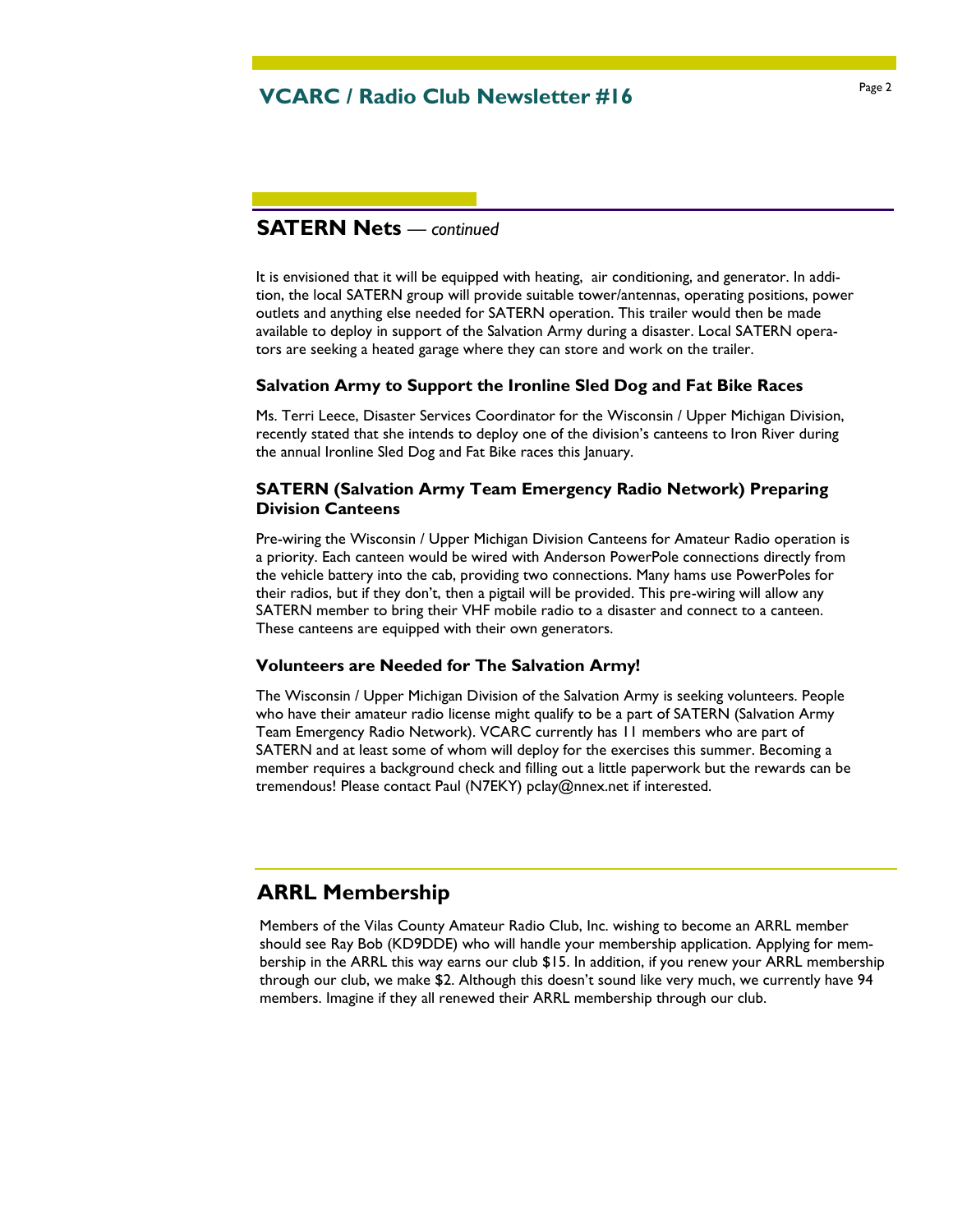## SATERN Nets — *continued*

It is envisioned that it will be equipped with heating, air conditioning, and generator. In addition, the local SATERN group will provide suitable tower/antennas, operating positions, power outlets and anything else needed for SATERN operation. This trailer would then be made available to deploy in support of the Salvation Army during a disaster. Local SATERN operators are seeking a heated garage where they can store and work on the trailer.

### Salvation Army to Support the Ironline Sled Dog and Fat Bike Races

Ms. Terri Leece, Disaster Services Coordinator for the Wisconsin / Upper Michigan Division, recently stated that she intends to deploy one of the division's canteens to Iron River during the annual Ironline Sled Dog and Fat Bike races this January.

### SATERN (Salvation Army Team Emergency Radio Network) Preparing Division Canteens

Pre-wiring the Wisconsin / Upper Michigan Division Canteens for Amateur Radio operation is a priority. Each canteen would be wired with Anderson PowerPole connections directly from the vehicle battery into the cab, providing two connections. Many hams use PowerPoles for their radios, but if they don't, then a pigtail will be provided. This pre-wiring will allow any SATERN member to bring their VHF mobile radio to a disaster and connect to a canteen. These canteens are equipped with their own generators.

### Volunteers are Needed for The Salvation Army!

The Wisconsin / Upper Michigan Division of the Salvation Army is seeking volunteers. People who have their amateur radio license might qualify to be a part of SATERN (Salvation Army Team Emergency Radio Network). VCARC currently has 11 members who are part of SATERN and at least some of whom will deploy for the exercises this summer. Becoming a member requires a background check and filling out a little paperwork but the rewards can be tremendous! Please contact Paul (N7EKY) pclay@nnex.net if interested.

## ARRL Membership

Members of the Vilas County Amateur Radio Club, Inc. wishing to become an ARRL member should see Ray Bob (KD9DDE) who will handle your membership application. Applying for membership in the ARRL this way earns our club $15. In addition, if you renew your ARRL membership through our club, we make $2. Although this doesn't sound like very much, we currently have 94 members. Imagine if they all renewed their ARRL membership through our club.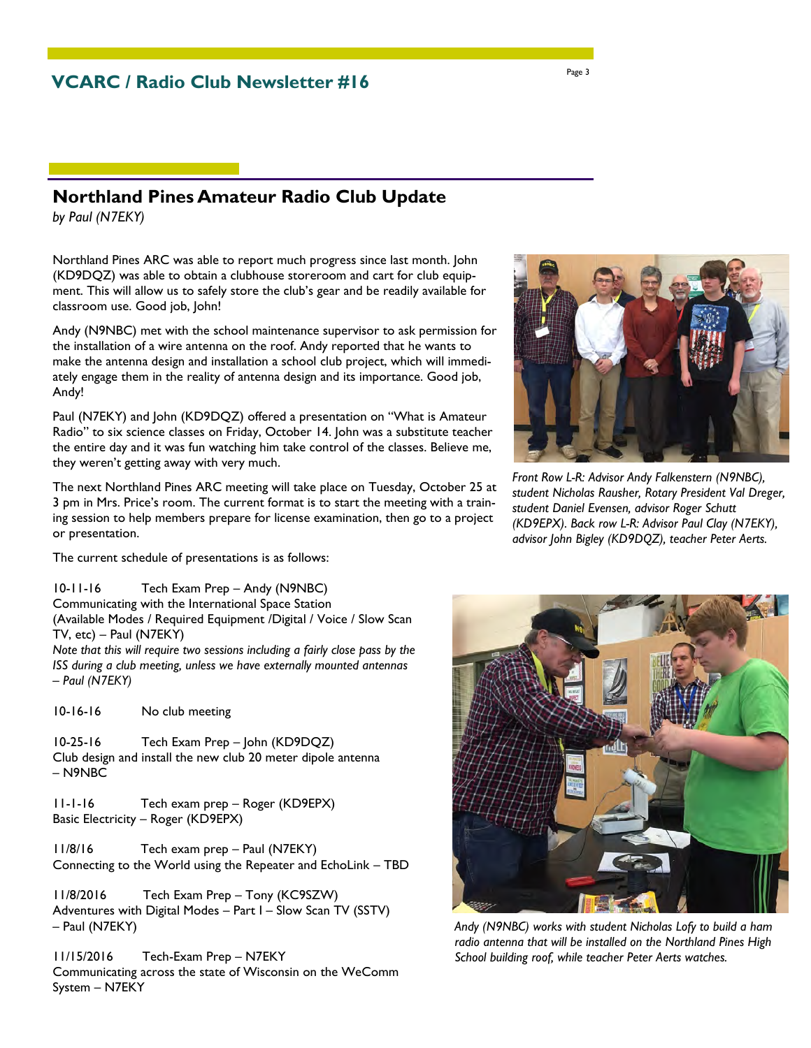## Northland Pines Amateur Radio Club Update

*by Paul (N7EKY)*

Northland Pines ARC was able to report much progress since last month. John (KD9DQZ) was able to obtain a clubhouse storeroom and cart for club equipment. This will allow us to safely store the club's gear and be readily available for classroom use. Good job, John!

Andy (N9NBC) met with the school maintenance supervisor to ask permission for the installation of a wire antenna on the roof. Andy reported that he wants to make the antenna design and installation a school club project, which will immediately engage them in the reality of antenna design and its importance. Good job, Andy!

Paul (N7EKY) and John (KD9DQZ) offered a presentation on "What is Amateur Radio" to six science classes on Friday, October 14. John was a substitute teacher the entire day and it was fun watching him take control of the classes. Believe me, they weren't getting away with very much.

The next Northland Pines ARC meeting will take place on Tuesday, October 25 at 3 pm in Mrs. Price's room. The current format is to start the meeting with a training session to help members prepare for license examination, then go to a project or presentation.

The current schedule of presentations is as follows:

10-11-16 Tech Exam Prep – Andy (N9NBC)
Communicating with the International Space Station
(Available Modes / Required Equipment /Digital / Voice / Slow Scan TV, etc) – Paul (N7EKY)
*Note that this will require two sessions including a fairly close pass by the ISS during a club meeting, unless we have externally mounted antennas – Paul (N7EKY)*

10-16-16 No club meeting

10-25-16 Tech Exam Prep – John (KD9DQZ)
Club design and install the new club 20 meter dipole antenna – N9NBC

11-1-16 Tech exam prep – Roger (KD9EPX)
Basic Electricity – Roger (KD9EPX)

11/8/16 Tech exam prep – Paul (N7EKY)
Connecting to the World using the Repeater and EchoLink – TBD

11/8/2016 Tech Exam Prep – Tony (KC9SZW)
Adventures with Digital Modes – Part I – Slow Scan TV (SSTV) – Paul (N7EKY)

11/15/2016 Tech-Exam Prep – N7EKY
Communicating across the state of Wisconsin on the WeComm System – N7EKY

*Front Row L-R: Advisor Andy Falkenstern (N9NBC), student Nicholas Rausher, Rotary President Val Dreger, student Daniel Evensen, advisor Roger Schutt (KD9EPX). Back row L-R: Advisor Paul Clay (N7EKY), advisor John Bigley (KD9DQZ), teacher Peter Aerts.*

*Andy (N9NBC) works with student Nicholas Lofy to build a ham radio antenna that will be installed on the Northland Pines High School building roof, while teacher Peter Aerts watches.*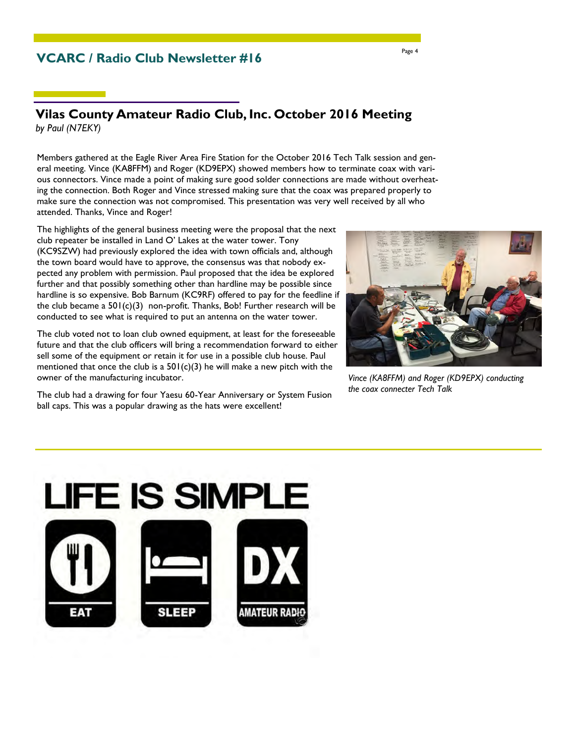## Vilas County Amateur Radio Club, Inc. October 2016 Meeting

*by Paul (N7EKY)*

Members gathered at the Eagle River Area Fire Station for the October 2016 Tech Talk session and general meeting. Vince (KA8FFM) and Roger (KD9EPX) showed members how to terminate coax with various connectors. Vince made a point of making sure good solder connections are made without overheating the connection. Both Roger and Vince stressed making sure that the coax was prepared properly to make sure the connection was not compromised. This presentation was very well received by all who attended. Thanks, Vince and Roger!

The highlights of the general business meeting were the proposal that the next club repeater be installed in Land O' Lakes at the water tower. Tony (KC9SZW) had previously explored the idea with town officials and, although the town board would have to approve, the consensus was that nobody expected any problem with permission. Paul proposed that the idea be explored further and that possibly something other than hardline may be possible since hardline is so expensive. Bob Barnum (KC9RF) offered to pay for the feedline if the club became a 501(c)(3) non-profit. Thanks, Bob! Further research will be conducted to see what is required to put an antenna on the water tower.

The club voted not to loan club owned equipment, at least for the foreseeable future and that the club officers will bring a recommendation forward to either sell some of the equipment or retain it for use in a possible club house. Paul mentioned that once the club is a 501(c)(3) he will make a new pitch with the owner of the manufacturing incubator.

The club had a drawing for four Yaesu 60-Year Anniversary or System Fusion ball caps. This was a popular drawing as the hats were excellent!

*Vince (KA8FFM) and Roger (KD9EPX) conducting the coax connecter Tech Talk*

LIFE IS SIMPLE

EAT SLEEP DX AMATEUR RADIO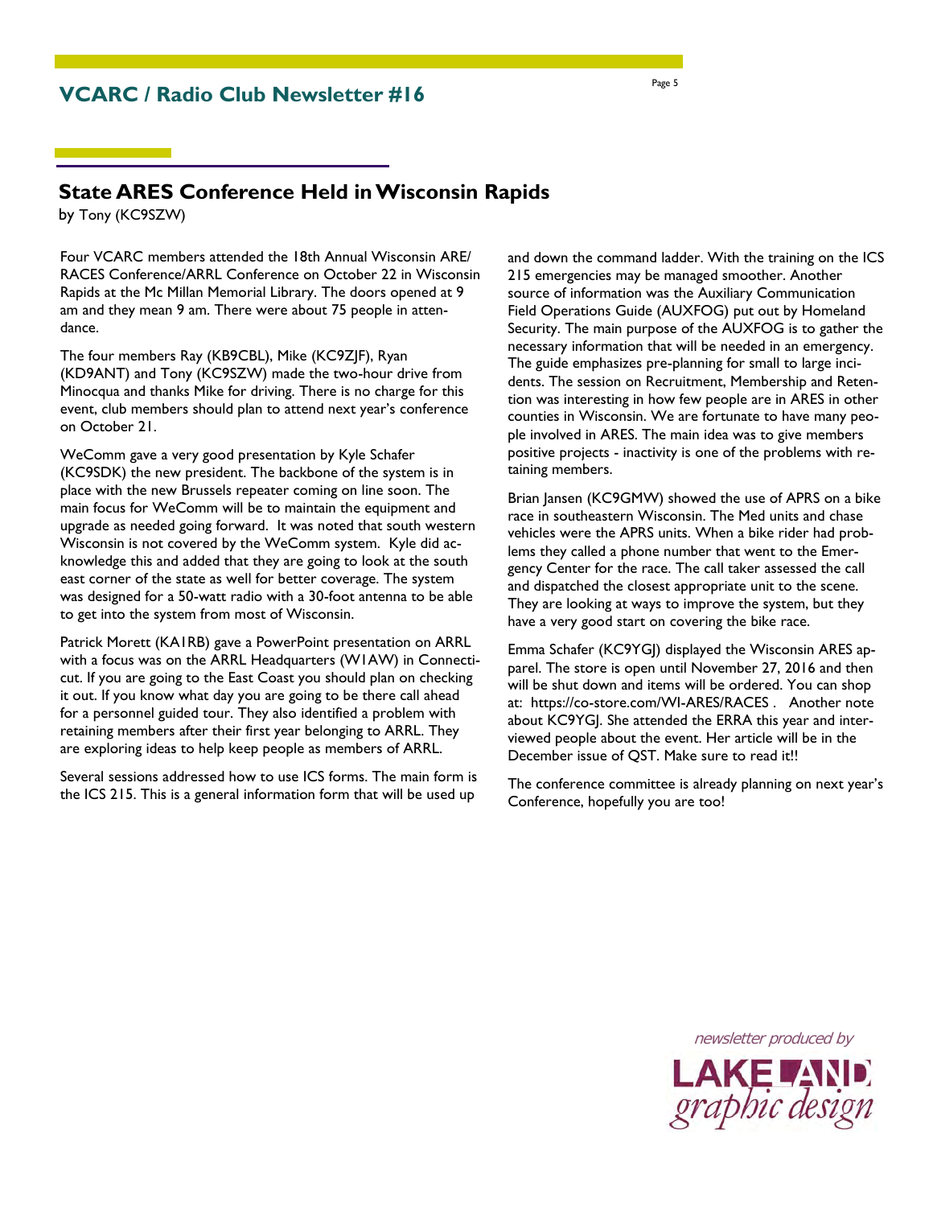## State ARES Conference Held in Wisconsin Rapids

by Tony (KC9SZW)

Four VCARC members attended the 18th Annual Wisconsin ARE/RACES Conference/ARRL Conference on October 22 in Wisconsin Rapids at the Mc Millan Memorial Library. The doors opened at 9 am and they mean 9 am. There were about 75 people in attendance.

The four members Ray (KB9CBL), Mike (KC9ZJF), Ryan (KD9ANT) and Tony (KC9SZW) made the two-hour drive from Minocqua and thanks Mike for driving. There is no charge for this event, club members should plan to attend next year's conference on October 21.

WeComm gave a very good presentation by Kyle Schafer (KC9SDK) the new president. The backbone of the system is in place with the new Brussels repeater coming on line soon. The main focus for WeComm will be to maintain the equipment and upgrade as needed going forward. It was noted that south western Wisconsin is not covered by the WeComm system. Kyle did acknowledge this and added that they are going to look at the south east corner of the state as well for better coverage. The system was designed for a 50-watt radio with a 30-foot antenna to be able to get into the system from most of Wisconsin.

Patrick Morett (KA1RB) gave a PowerPoint presentation on ARRL with a focus was on the ARRL Headquarters (W1AW) in Connecticut. If you are going to the East Coast you should plan on checking it out. If you know what day you are going to be there call ahead for a personnel guided tour. They also identified a problem with retaining members after their first year belonging to ARRL. They are exploring ideas to help keep people as members of ARRL.

Several sessions addressed how to use ICS forms. The main form is the ICS 215. This is a general information form that will be used up and down the command ladder. With the training on the ICS 215 emergencies may be managed smoother. Another source of information was the Auxiliary Communication Field Operations Guide (AUXFOG) put out by Homeland Security. The main purpose of the AUXFOG is to gather the necessary information that will be needed in an emergency. The guide emphasizes pre-planning for small to large incidents. The session on Recruitment, Membership and Retention was interesting in how few people are in ARES in other counties in Wisconsin. We are fortunate to have many people involved in ARES. The main idea was to give members positive projects - inactivity is one of the problems with retaining members.

Brian Jansen (KC9GMW) showed the use of APRS on a bike race in southeastern Wisconsin. The Med units and chase vehicles were the APRS units. When a bike rider had problems they called a phone number that went to the Emergency Center for the race. The call taker assessed the call and dispatched the closest appropriate unit to the scene. They are looking at ways to improve the system, but they have a very good start on covering the bike race.

Emma Schafer (KC9YGJ) displayed the Wisconsin ARES apparel. The store is open until November 27, 2016 and then will be shut down and items will be ordered. You can shop at: https://co-store.com/WI-ARES/RACES . Another note about KC9YGJ. She attended the ERRA this year and interviewed people about the event. Her article will be in the December issue of QST. Make sure to read it!!

The conference committee is already planning on next year's Conference, hopefully you are too!

*newsletter produced by*

LAKELAND *graphic design*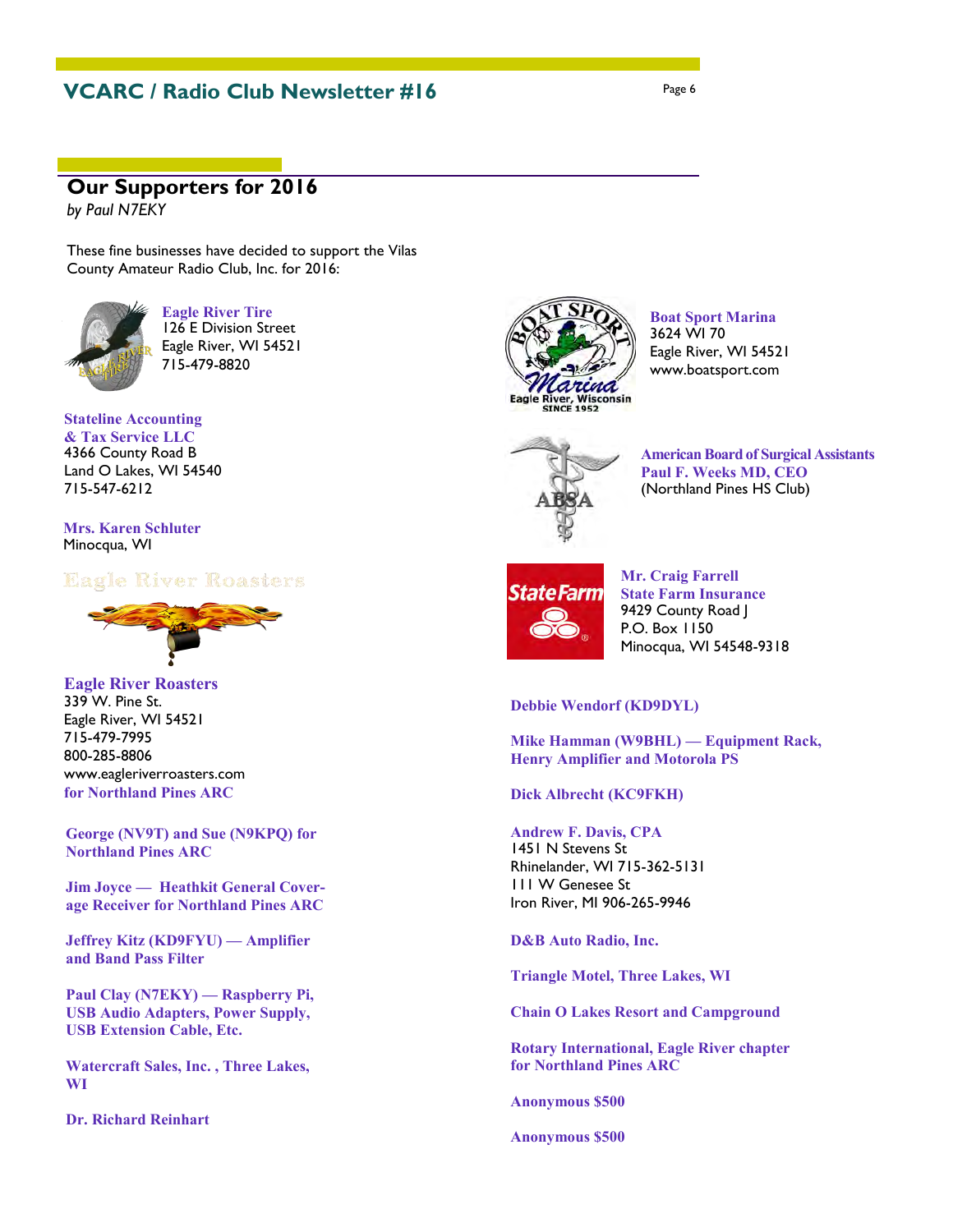## Our Supporters for 2016

*by Paul N7EKY*

These fine businesses have decided to support the Vilas County Amateur Radio Club, Inc. for 2016:

**Eagle River Tire**
126 E Division Street
Eagle River, WI 54521
715-479-8820

**Stateline Accounting & Tax Service LLC**
4366 County Road B
Land O Lakes, WI 54540
715-547-6212

**Mrs. Karen Schluter**
Minocqua, WI

**Eagle River Roasters**
339 W. Pine St.
Eagle River, WI 54521
715-479-7995
800-285-8806
www.eagleriverroasters.com
**for Northland Pines ARC**

**George (NV9T) and Sue (N9KPQ) for Northland Pines ARC**

**Jim Joyce — Heathkit General Coverage Receiver for Northland Pines ARC**

**Jeffrey Kitz (KD9FYU) — Amplifier and Band Pass Filter**

**Paul Clay (N7EKY) — Raspberry Pi, USB Audio Adapters, Power Supply, USB Extension Cable, Etc.**

**Watercraft Sales, Inc. , Three Lakes, WI**

**Dr. Richard Reinhart**

**Boat Sport Marina**
3624 WI 70
Eagle River, WI 54521
www.boatsport.com

**American Board of Surgical Assistants**
**Paul F. Weeks MD, CEO**
(Northland Pines HS Club)

**Mr. Craig Farrell**
**State Farm Insurance**
9429 County Road J
P.O. Box 1150
Minocqua, WI 54548-9318

**Debbie Wendorf (KD9DYL)**

**Mike Hamman (W9BHL) — Equipment Rack, Henry Amplifier and Motorola PS**

**Dick Albrecht (KC9FKH)**

**Andrew F. Davis, CPA**
1451 N Stevens St
Rhinelander, WI 715-362-5131
111 W Genesee St
Iron River, MI 906-265-9946

**D&B Auto Radio, Inc.**

**Triangle Motel, Three Lakes, WI**

**Chain O Lakes Resort and Campground**

**Rotary International, Eagle River chapter for Northland Pines ARC**

**Anonymous $500**

**Anonymous $500**